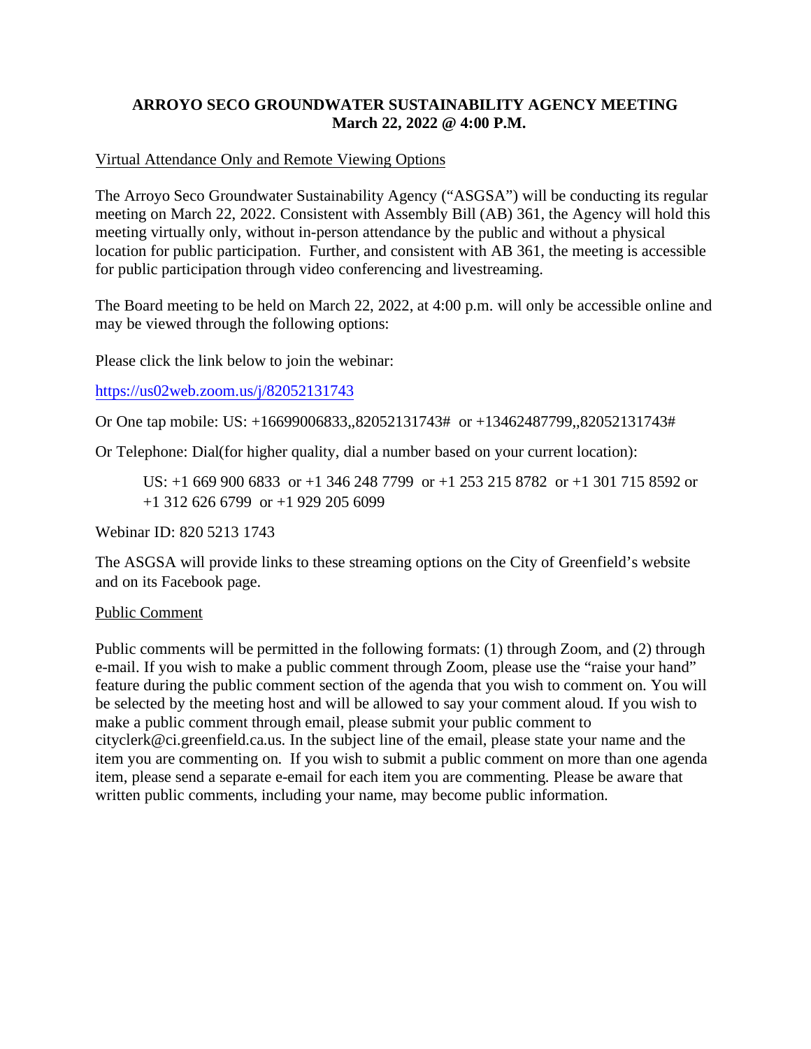# ARROYO SECO GROUNDWATER SUSTAINABILITY AGENCY MEETING
## March 22, 2022 @ 4:00 P.M.

Virtual Attendance Only and Remote Viewing Options

The Arroyo Seco Groundwater Sustainability Agency ("ASGSA") will be conducting its regular meeting on March 22, 2022. Consistent with Assembly Bill (AB) 361, the Agency will hold this meeting virtually only, without in-person attendance by the public and without a physical location for public participation. Further, and consistent with AB 361, the meeting is accessible for public participation through video conferencing and livestreaming.

The Board meeting to be held on March 22, 2022, at 4:00 p.m. will only be accessible online and may be viewed through the following options:

Please click the link below to join the webinar:

https://us02web.zoom.us/j/82052131743

Or One tap mobile: US: +16699006833,,82052131743# or +13462487799,,82052131743#

Or Telephone: Dial(for higher quality, dial a number based on your current location):

US: +1 669 900 6833 or +1 346 248 7799 or +1 253 215 8782 or +1 301 715 8592 or +1 312 626 6799 or +1 929 205 6099

Webinar ID: 820 5213 1743

The ASGSA will provide links to these streaming options on the City of Greenfield's website and on its Facebook page.

Public Comment

Public comments will be permitted in the following formats: (1) through Zoom, and (2) through e-mail. If you wish to make a public comment through Zoom, please use the "raise your hand" feature during the public comment section of the agenda that you wish to comment on. You will be selected by the meeting host and will be allowed to say your comment aloud. If you wish to make a public comment through email, please submit your public comment to cityclerk@ci.greenfield.ca.us. In the subject line of the email, please state your name and the item you are commenting on. If you wish to submit a public comment on more than one agenda item, please send a separate e-email for each item you are commenting. Please be aware that written public comments, including your name, may become public information.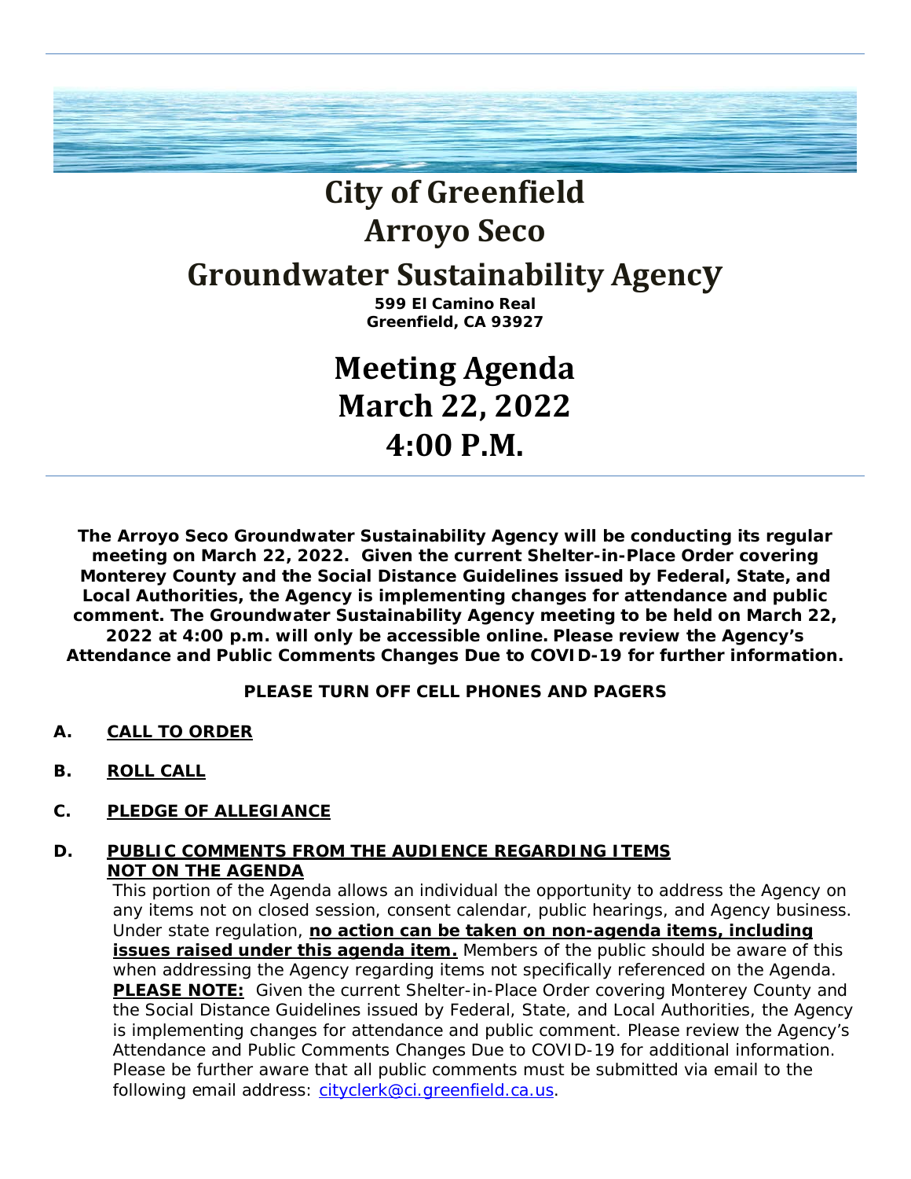# City of Greenfield
# Arroyo Seco
# Groundwater Sustainability Agency

**599 El Camino Real**
**Greenfield, CA 93927**

# Meeting Agenda
# March 22, 2022
# 4:00 P.M.

---

**The Arroyo Seco Groundwater Sustainability Agency will be conducting its regular meeting on March 22, 2022. Given the current Shelter-in-Place Order covering Monterey County and the Social Distance Guidelines issued by Federal, State, and Local Authorities, the Agency is implementing changes for attendance and public comment. The Groundwater Sustainability Agency meeting to be held on March 22, 2022 at 4:00 p.m. will only be accessible online. Please review the Agency's Attendance and Public Comments Changes Due to COVID-19 for further information.**

**PLEASE TURN OFF CELL PHONES AND PAGERS**

**A. CALL TO ORDER**

**B. ROLL CALL**

**C. PLEDGE OF ALLEGIANCE**

**D. PUBLIC COMMENTS FROM THE AUDIENCE REGARDING ITEMS NOT ON THE AGENDA**

This portion of the Agenda allows an individual the opportunity to address the Agency on any items not on closed session, consent calendar, public hearings, and Agency business. Under state regulation, **no action can be taken on non-agenda items, including issues raised under this agenda item.** Members of the public should be aware of this when addressing the Agency regarding items not specifically referenced on the Agenda. **PLEASE NOTE:** Given the current Shelter-in-Place Order covering Monterey County and the Social Distance Guidelines issued by Federal, State, and Local Authorities, the Agency is implementing changes for attendance and public comment. Please review the Agency's Attendance and Public Comments Changes Due to COVID-19 for additional information. Please be further aware that all public comments must be submitted via email to the following email address: cityclerk@ci.greenfield.ca.us.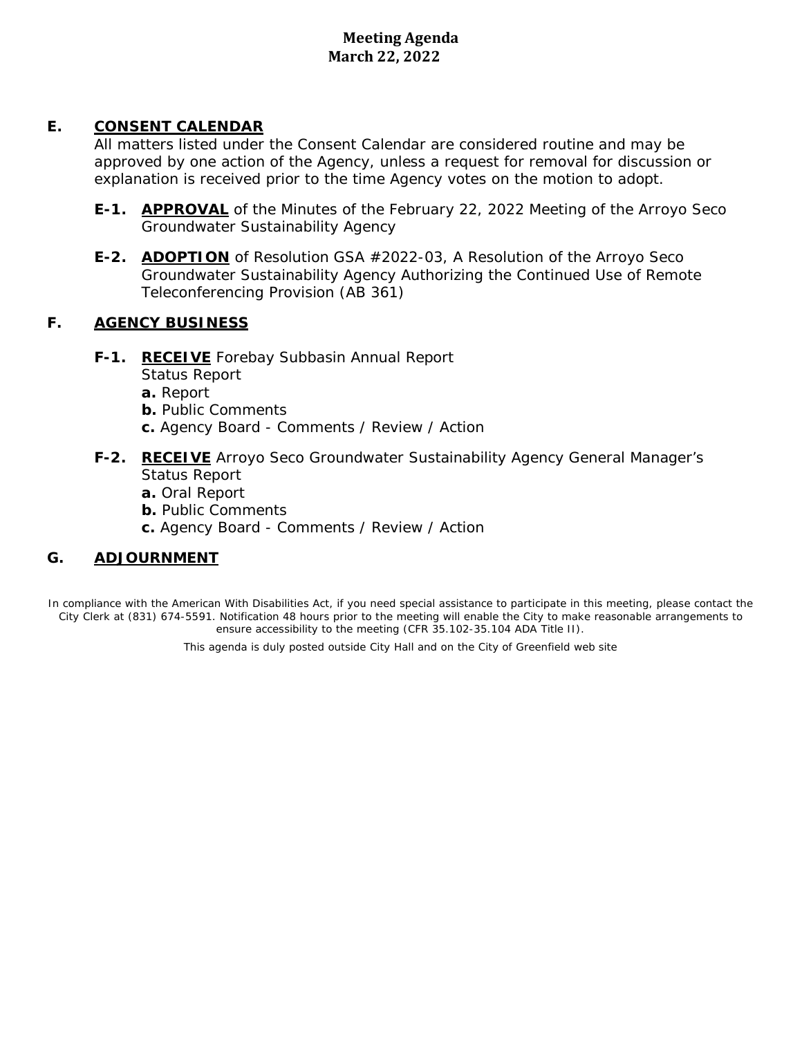## E. CONSENT CALENDAR

All matters listed under the Consent Calendar are considered routine and may be approved by one action of the Agency, unless a request for removal for discussion or explanation is received prior to the time Agency votes on the motion to adopt.

**E-1. APPROVAL** of the Minutes of the February 22, 2022 Meeting of the Arroyo Seco Groundwater Sustainability Agency

**E-2. ADOPTION** of Resolution GSA #2022-03, A Resolution of the Arroyo Seco Groundwater Sustainability Agency Authorizing the Continued Use of Remote Teleconferencing Provision (AB 361)

## F. AGENCY BUSINESS

**F-1. RECEIVE** Forebay Subbasin Annual Report
Status Report
- **a.** Report
- **b.** Public Comments
- **c.** Agency Board - Comments / Review / Action

**F-2. RECEIVE** Arroyo Seco Groundwater Sustainability Agency General Manager's Status Report
- **a.** Oral Report
- **b.** Public Comments
- **c.** Agency Board - Comments / Review / Action

## G. ADJOURNMENT

In compliance with the American With Disabilities Act, if you need special assistance to participate in this meeting, please contact the City Clerk at (831) 674-5591. Notification 48 hours prior to the meeting will enable the City to make reasonable arrangements to ensure accessibility to the meeting (CFR 35.102-35.104 ADA Title II).

This agenda is duly posted outside City Hall and on the City of Greenfield web site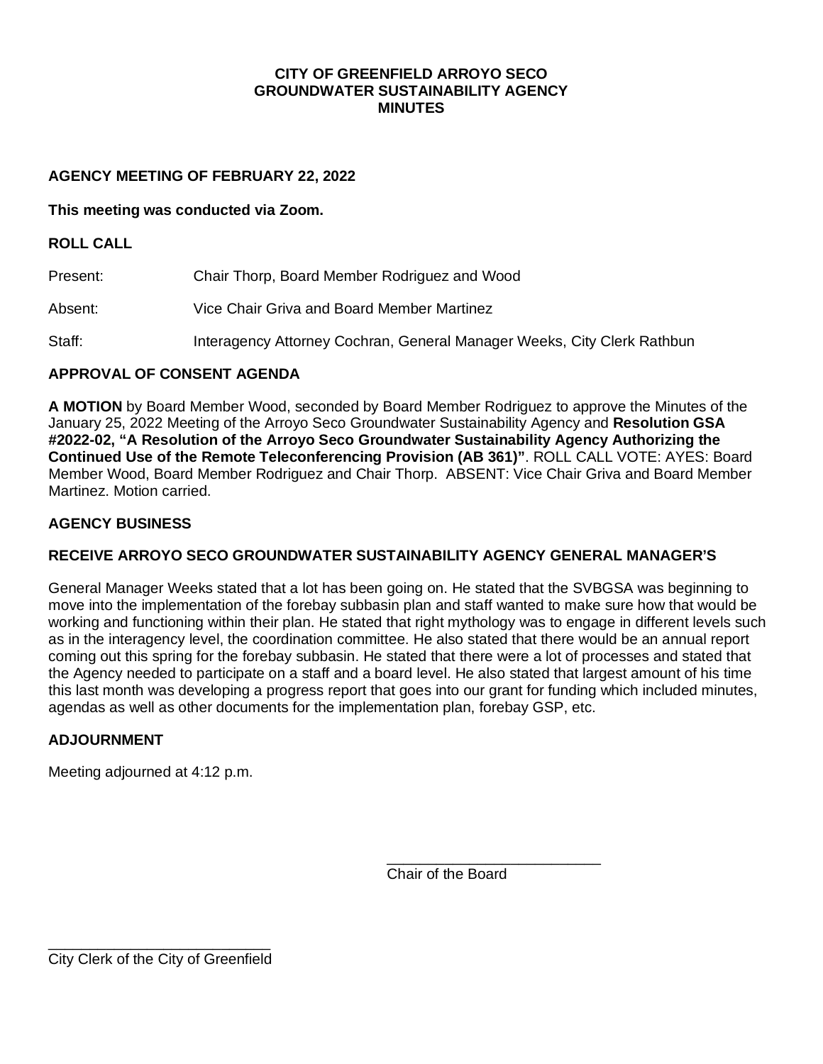**CITY OF GREENFIELD ARROYO SECO**
**GROUNDWATER SUSTAINABILITY AGENCY**
**MINUTES**

**AGENCY MEETING OF FEBRUARY 22, 2022**

**This meeting was conducted via Zoom.**

**ROLL CALL**

Present: Chair Thorp, Board Member Rodriguez and Wood

Absent: Vice Chair Griva and Board Member Martinez

Staff: Interagency Attorney Cochran, General Manager Weeks, City Clerk Rathbun

**APPROVAL OF CONSENT AGENDA**

**A MOTION** by Board Member Wood, seconded by Board Member Rodriguez to approve the Minutes of the January 25, 2022 Meeting of the Arroyo Seco Groundwater Sustainability Agency and **Resolution GSA #2022-02, "A Resolution of the Arroyo Seco Groundwater Sustainability Agency Authorizing the Continued Use of the Remote Teleconferencing Provision (AB 361)"**. ROLL CALL VOTE: AYES: Board Member Wood, Board Member Rodriguez and Chair Thorp. ABSENT: Vice Chair Griva and Board Member Martinez. Motion carried.

**AGENCY BUSINESS**

**RECEIVE ARROYO SECO GROUNDWATER SUSTAINABILITY AGENCY GENERAL MANAGER'S**

General Manager Weeks stated that a lot has been going on. He stated that the SVBGSA was beginning to move into the implementation of the forebay subbasin plan and staff wanted to make sure how that would be working and functioning within their plan. He stated that right mythology was to engage in different levels such as in the interagency level, the coordination committee. He also stated that there would be an annual report coming out this spring for the forebay subbasin. He stated that there were a lot of processes and stated that the Agency needed to participate on a staff and a board level. He also stated that largest amount of his time this last month was developing a progress report that goes into our grant for funding which included minutes, agendas as well as other documents for the implementation plan, forebay GSP, etc.

**ADJOURNMENT**

Meeting adjourned at 4:12 p.m.

\_\_\_\_\_\_\_\_\_\_\_\_\_\_\_\_\_\_\_\_\_\_\_\_\_\_
Chair of the Board

\_\_\_\_\_\_\_\_\_\_\_\_\_\_\_\_\_\_\_\_\_\_\_\_\_\_
City Clerk of the City of Greenfield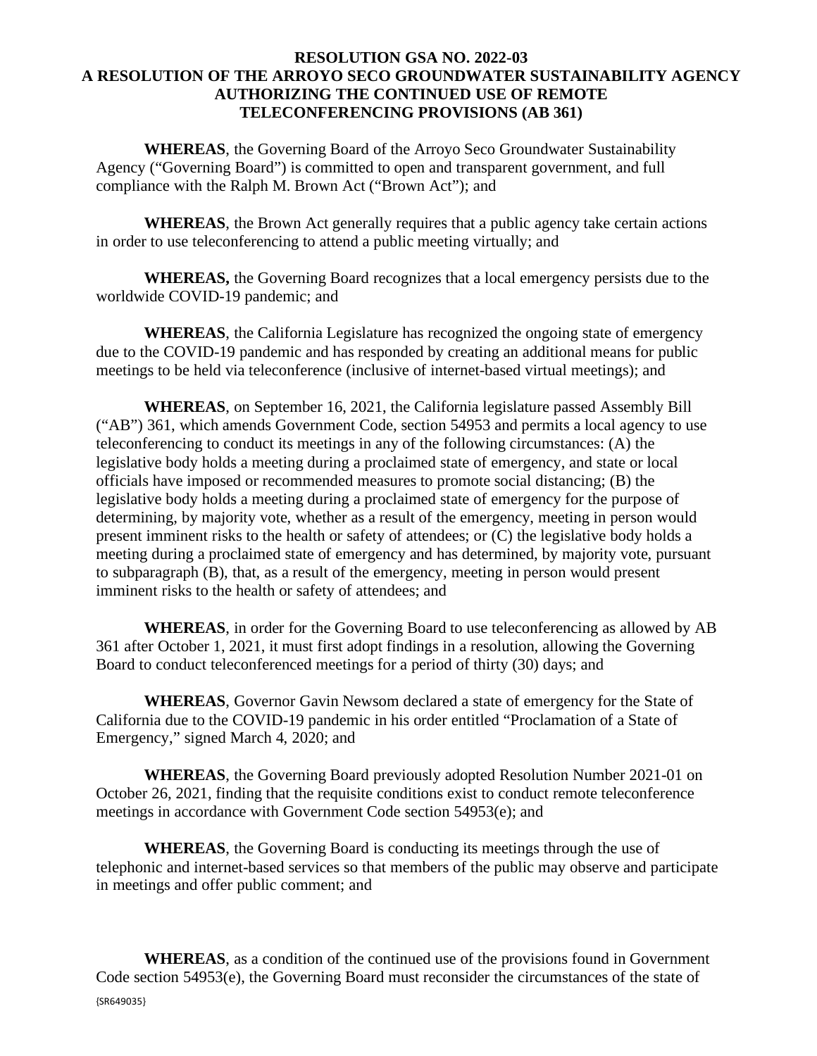# RESOLUTION GSA NO. 2022-03
# A RESOLUTION OF THE ARROYO SECO GROUNDWATER SUSTAINABILITY AGENCY AUTHORIZING THE CONTINUED USE OF REMOTE TELECONFERENCING PROVISIONS (AB 361)

**WHEREAS**, the Governing Board of the Arroyo Seco Groundwater Sustainability Agency ("Governing Board") is committed to open and transparent government, and full compliance with the Ralph M. Brown Act ("Brown Act"); and

**WHEREAS**, the Brown Act generally requires that a public agency take certain actions in order to use teleconferencing to attend a public meeting virtually; and

**WHEREAS,** the Governing Board recognizes that a local emergency persists due to the worldwide COVID-19 pandemic; and

**WHEREAS**, the California Legislature has recognized the ongoing state of emergency due to the COVID-19 pandemic and has responded by creating an additional means for public meetings to be held via teleconference (inclusive of internet-based virtual meetings); and

**WHEREAS**, on September 16, 2021, the California legislature passed Assembly Bill ("AB") 361, which amends Government Code, section 54953 and permits a local agency to use teleconferencing to conduct its meetings in any of the following circumstances: (A) the legislative body holds a meeting during a proclaimed state of emergency, and state or local officials have imposed or recommended measures to promote social distancing; (B) the legislative body holds a meeting during a proclaimed state of emergency for the purpose of determining, by majority vote, whether as a result of the emergency, meeting in person would present imminent risks to the health or safety of attendees; or (C) the legislative body holds a meeting during a proclaimed state of emergency and has determined, by majority vote, pursuant to subparagraph (B), that, as a result of the emergency, meeting in person would present imminent risks to the health or safety of attendees; and

**WHEREAS**, in order for the Governing Board to use teleconferencing as allowed by AB 361 after October 1, 2021, it must first adopt findings in a resolution, allowing the Governing Board to conduct teleconferenced meetings for a period of thirty (30) days; and

**WHEREAS**, Governor Gavin Newsom declared a state of emergency for the State of California due to the COVID-19 pandemic in his order entitled "Proclamation of a State of Emergency," signed March 4, 2020; and

**WHEREAS**, the Governing Board previously adopted Resolution Number 2021-01 on October 26, 2021, finding that the requisite conditions exist to conduct remote teleconference meetings in accordance with Government Code section 54953(e); and

**WHEREAS**, the Governing Board is conducting its meetings through the use of telephonic and internet-based services so that members of the public may observe and participate in meetings and offer public comment; and

**WHEREAS**, as a condition of the continued use of the provisions found in Government Code section 54953(e), the Governing Board must reconsider the circumstances of the state of

{SR649035}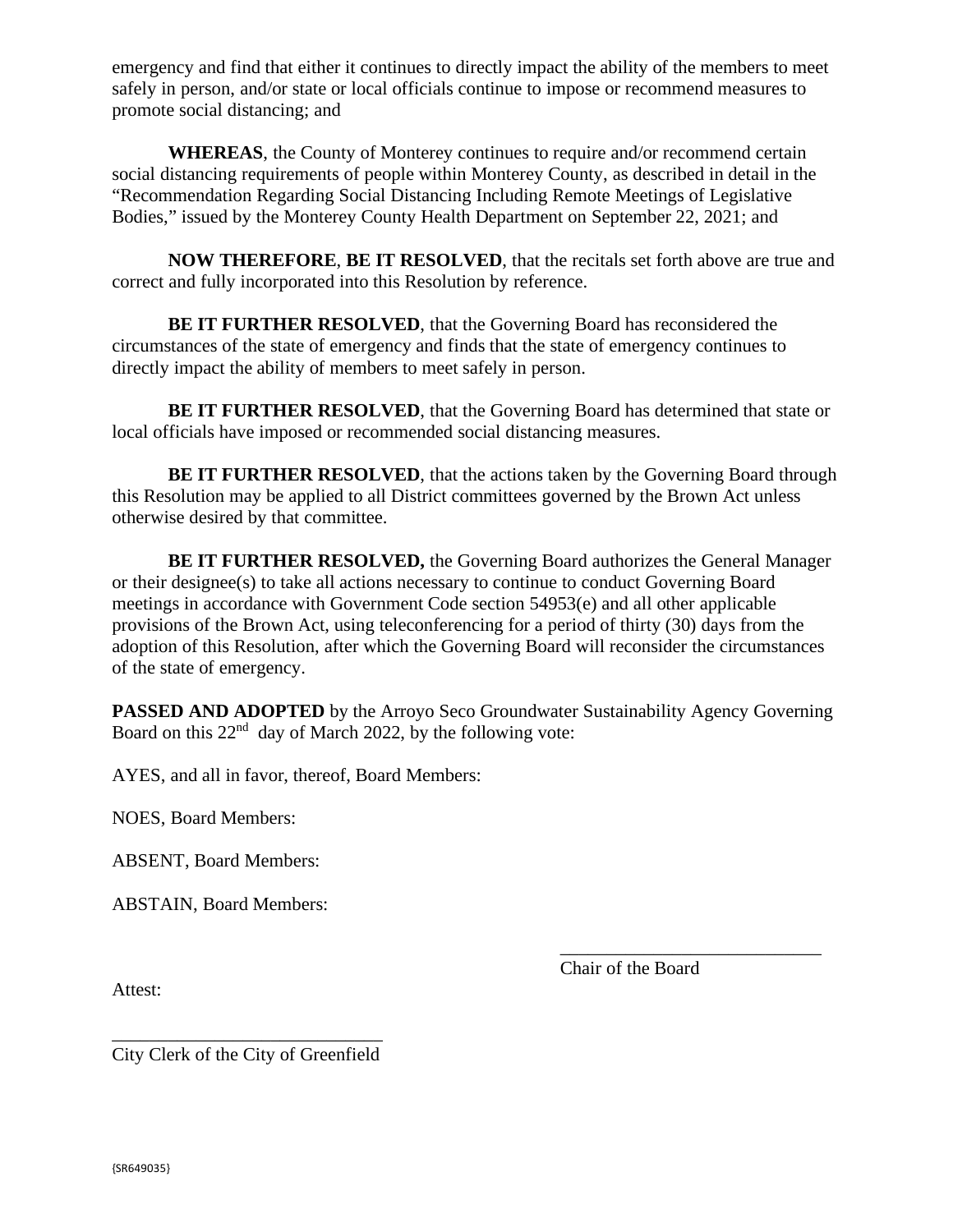emergency and find that either it continues to directly impact the ability of the members to meet safely in person, and/or state or local officials continue to impose or recommend measures to promote social distancing; and

**WHEREAS**, the County of Monterey continues to require and/or recommend certain social distancing requirements of people within Monterey County, as described in detail in the "Recommendation Regarding Social Distancing Including Remote Meetings of Legislative Bodies," issued by the Monterey County Health Department on September 22, 2021; and

**NOW THEREFORE**, **BE IT RESOLVED**, that the recitals set forth above are true and correct and fully incorporated into this Resolution by reference.

**BE IT FURTHER RESOLVED**, that the Governing Board has reconsidered the circumstances of the state of emergency and finds that the state of emergency continues to directly impact the ability of members to meet safely in person.

**BE IT FURTHER RESOLVED**, that the Governing Board has determined that state or local officials have imposed or recommended social distancing measures.

**BE IT FURTHER RESOLVED**, that the actions taken by the Governing Board through this Resolution may be applied to all District committees governed by the Brown Act unless otherwise desired by that committee.

**BE IT FURTHER RESOLVED,** the Governing Board authorizes the General Manager or their designee(s) to take all actions necessary to continue to conduct Governing Board meetings in accordance with Government Code section 54953(e) and all other applicable provisions of the Brown Act, using teleconferencing for a period of thirty (30) days from the adoption of this Resolution, after which the Governing Board will reconsider the circumstances of the state of emergency.

**PASSED AND ADOPTED** by the Arroyo Seco Groundwater Sustainability Agency Governing Board on this 22nd day of March 2022, by the following vote:

AYES, and all in favor, thereof, Board Members:

NOES, Board Members:

ABSENT, Board Members:

ABSTAIN, Board Members:

\_\_\_\_\_\_\_\_\_\_\_\_\_\_\_\_\_\_\_\_\_\_\_\_\_\_\_\_\_\_
Chair of the Board

Attest:

\_\_\_\_\_\_\_\_\_\_\_\_\_\_\_\_\_\_\_\_\_\_\_\_\_\_\_\_\_\_
City Clerk of the City of Greenfield

{SR649035}